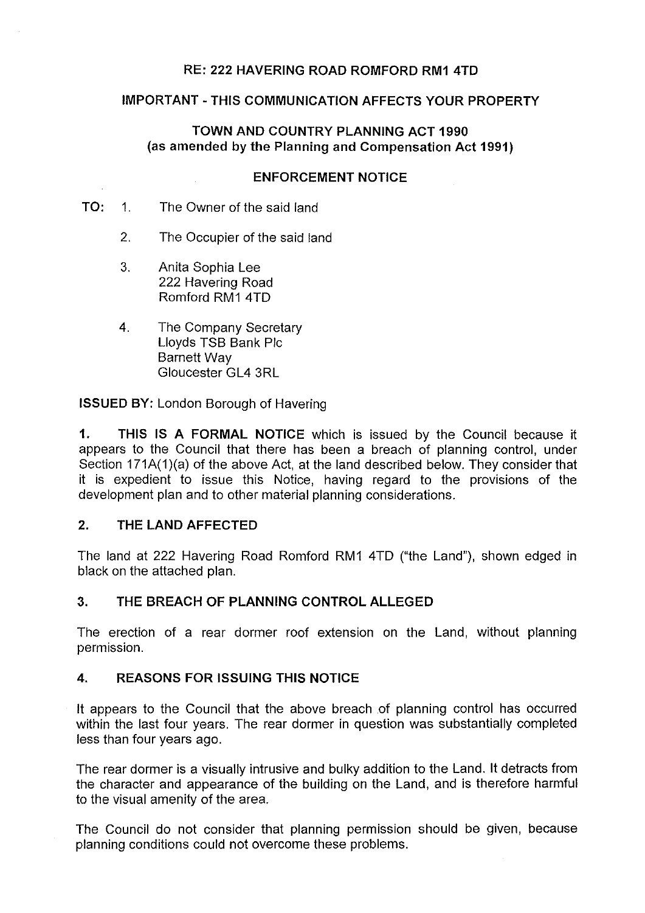**RE: 222 HAVERING ROAD ROMFORD RM1 4TD**

**IMPORTANT - THIS COMMUNICATION AFFECTS YOUR PROPERTY**

**TOWN AND COUNTRY PLANNING ACT 1990**
**(as amended by the Planning and Compensation Act 1991)**

**ENFORCEMENT NOTICE**

**TO:**

1. The Owner of the said land

2. The Occupier of the said land

3. Anita Sophia Lee
   222 Havering Road
   Romford RM1 4TD

4. The Company Secretary
   Lloyds TSB Bank Plc
   Barnett Way
   Gloucester GL4 3RL

**ISSUED BY:** London Borough of Havering

**1. THIS IS A FORMAL NOTICE** which is issued by the Council because it appears to the Council that there has been a breach of planning control, under Section 171A(1)(a) of the above Act, at the land described below. They consider that it is expedient to issue this Notice, having regard to the provisions of the development plan and to other material planning considerations.

## 2. THE LAND AFFECTED

The land at 222 Havering Road Romford RM1 4TD ("the Land"), shown edged in black on the attached plan.

## 3. THE BREACH OF PLANNING CONTROL ALLEGED

The erection of a rear dormer roof extension on the Land, without planning permission.

## 4. REASONS FOR ISSUING THIS NOTICE

It appears to the Council that the above breach of planning control has occurred within the last four years. The rear dormer in question was substantially completed less than four years ago.

The rear dormer is a visually intrusive and bulky addition to the Land. It detracts from the character and appearance of the building on the Land, and is therefore harmful to the visual amenity of the area.

The Council do not consider that planning permission should be given, because planning conditions could not overcome these problems.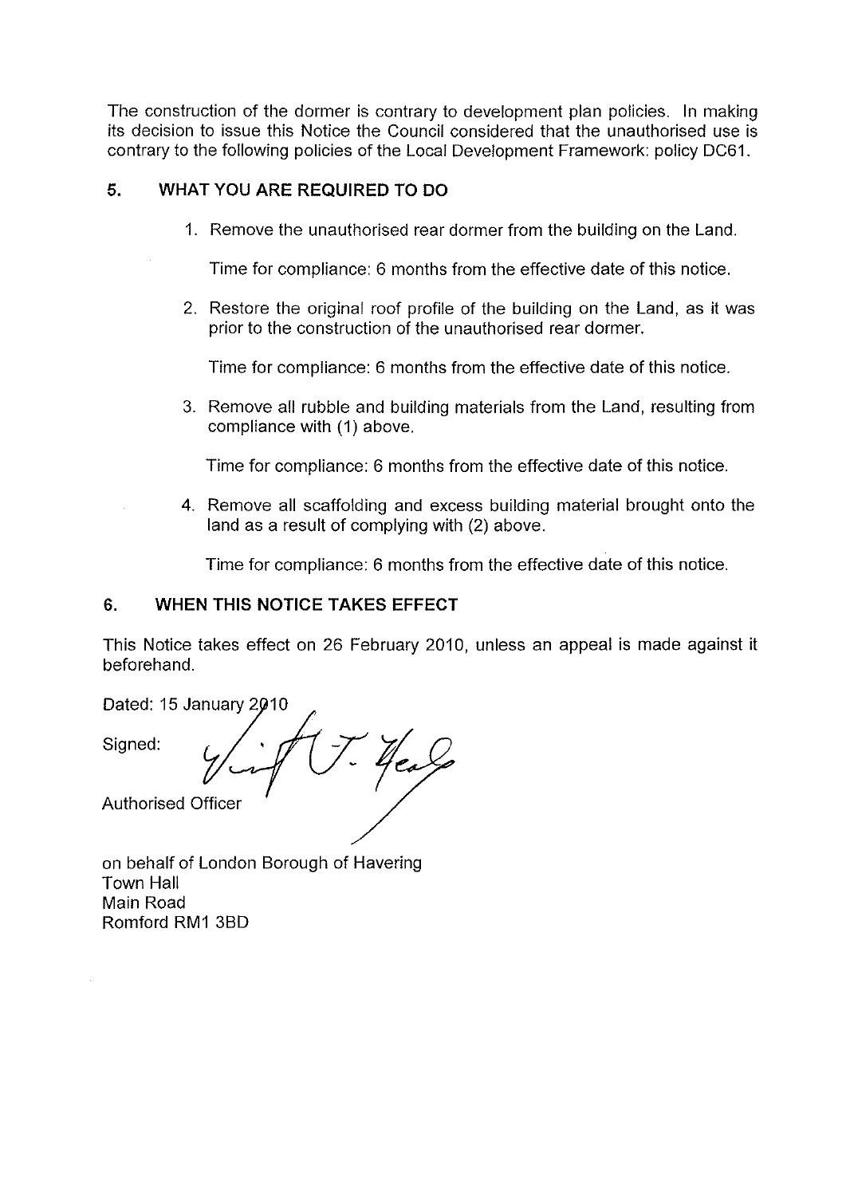The construction of the dormer is contrary to development plan policies. In making its decision to issue this Notice the Council considered that the unauthorised use is contrary to the following policies of the Local Development Framework: policy DC61.

## 5. WHAT YOU ARE REQUIRED TO DO

1. Remove the unauthorised rear dormer from the building on the Land.

   Time for compliance: 6 months from the effective date of this notice.

2. Restore the original roof profile of the building on the Land, as it was prior to the construction of the unauthorised rear dormer.

   Time for compliance: 6 months from the effective date of this notice.

3. Remove all rubble and building materials from the Land, resulting from compliance with (1) above.

   Time for compliance: 6 months from the effective date of this notice.

4. Remove all scaffolding and excess building material brought onto the land as a result of complying with (2) above.

   Time for compliance: 6 months from the effective date of this notice.

## 6. WHEN THIS NOTICE TAKES EFFECT

This Notice takes effect on 26 February 2010, unless an appeal is made against it beforehand.

Dated: 15 January 2010

Signed:

Authorised Officer

on behalf of London Borough of Havering
Town Hall
Main Road
Romford RM1 3BD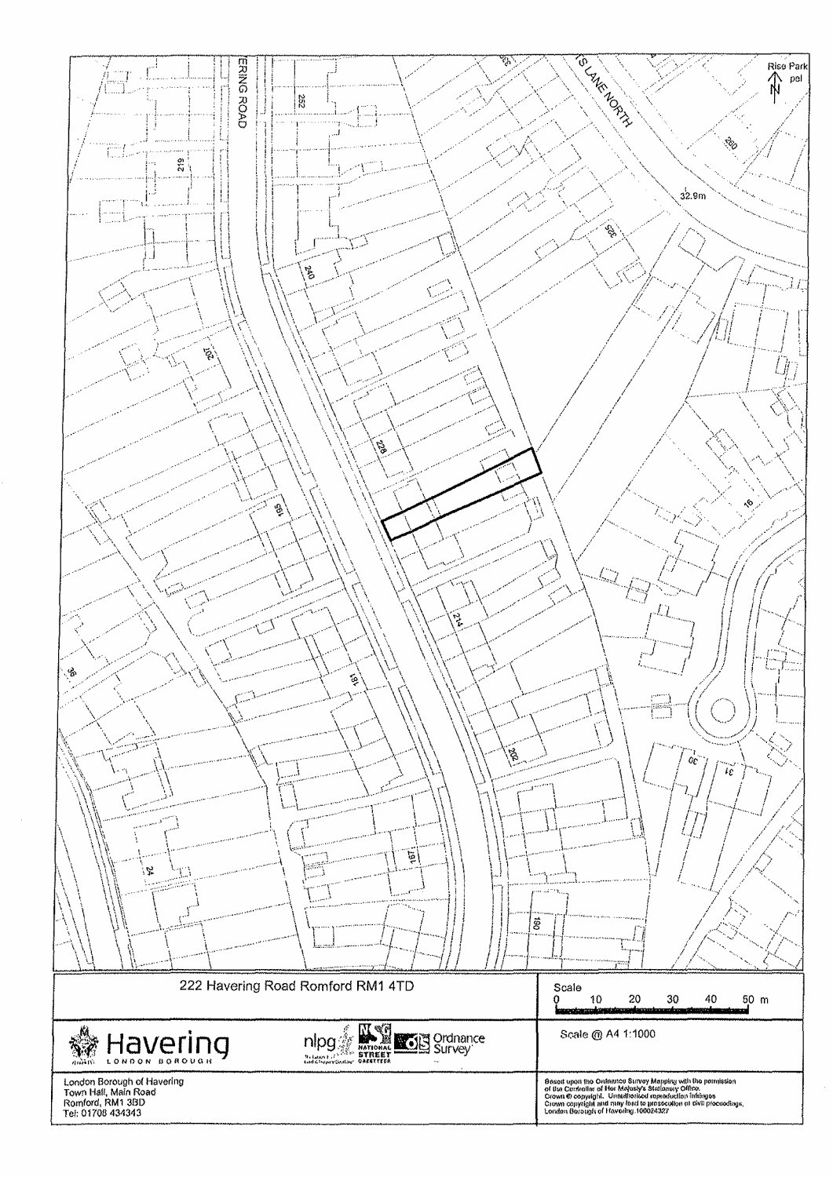ERING ROAD

252

219

240

207

228

195

214

181

202

167

24

190

36

325

260

32.9m

16

30

31

Rise Park pel

N

S LANE NORTH

| 222 Havering Road Romford RM1 4TD | Scale<br>0 10 20 30 40 50 m |
|---|---|
| Havering LONDON BOROUGH — nlpg — NATIONAL STREET GAZETTEER — Ordnance Survey | Scale @ A4 1:1000 |
| London Borough of Havering<br>Town Hall, Main Road<br>Romford, RM1 3BD<br>Tel: 01708 434343 | Based upon the Ordnance Survey Mapping with the permission of the Controller of Her Majesty's Stationery Office.<br>Crown © copyright. Unauthorised reproduction infringes Crown copyright and may lead to prosecution or civil proceedings.<br>London Borough of Havering 100024327 |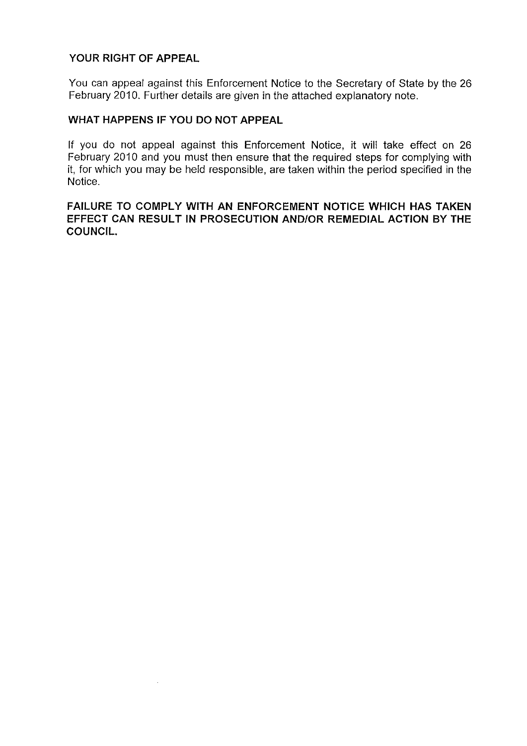## YOUR RIGHT OF APPEAL

You can appeal against this Enforcement Notice to the Secretary of State by the 26 February 2010. Further details are given in the attached explanatory note.

## WHAT HAPPENS IF YOU DO NOT APPEAL

If you do not appeal against this Enforcement Notice, it will take effect on 26 February 2010 and you must then ensure that the required steps for complying with it, for which you may be held responsible, are taken within the period specified in the Notice.

**FAILURE TO COMPLY WITH AN ENFORCEMENT NOTICE WHICH HAS TAKEN EFFECT CAN RESULT IN PROSECUTION AND/OR REMEDIAL ACTION BY THE COUNCIL.**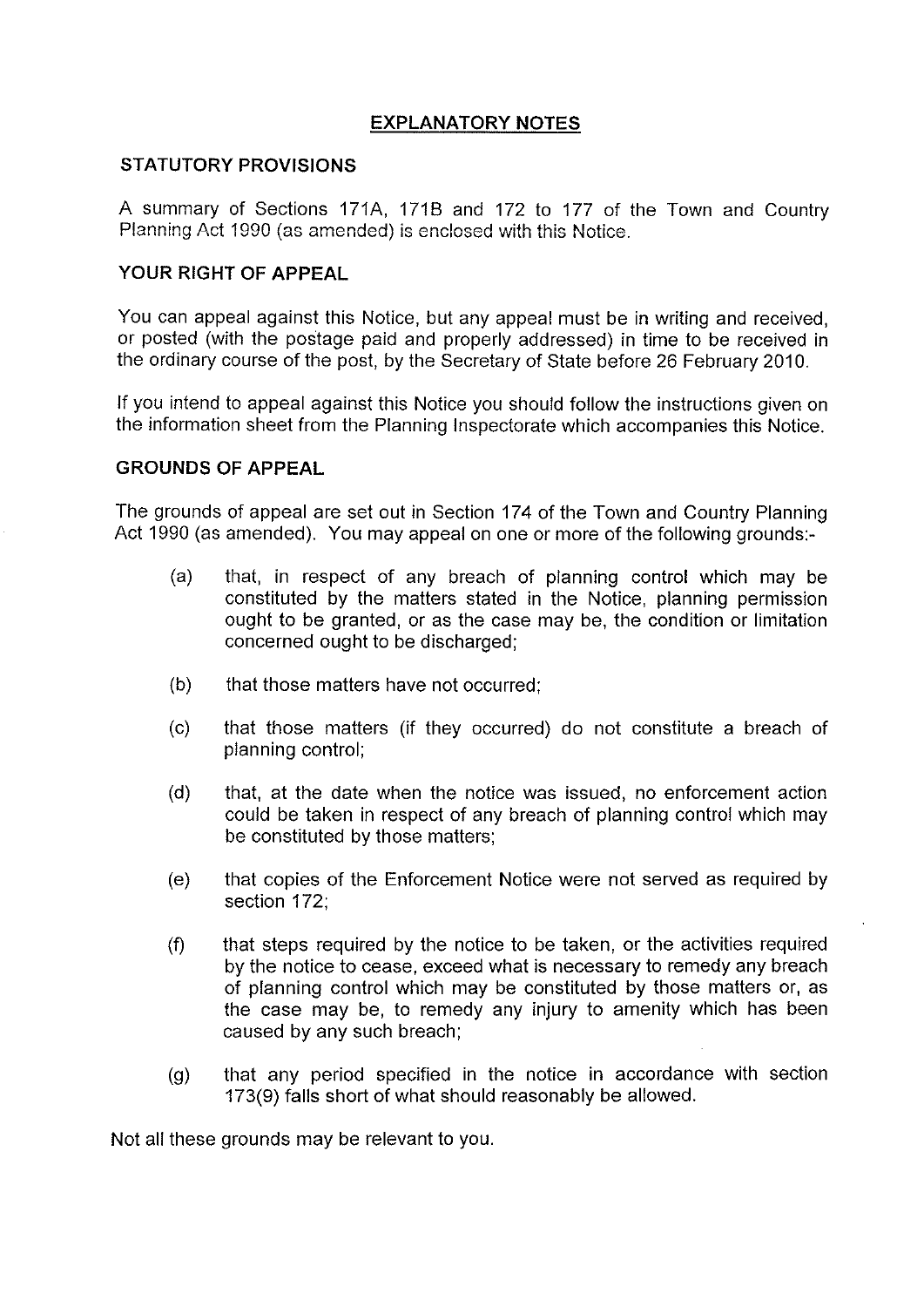# EXPLANATORY NOTES

## STATUTORY PROVISIONS

A summary of Sections 171A, 171B and 172 to 177 of the Town and Country Planning Act 1990 (as amended) is enclosed with this Notice.

## YOUR RIGHT OF APPEAL

You can appeal against this Notice, but any appeal must be in writing and received, or posted (with the postage paid and properly addressed) in time to be received in the ordinary course of the post, by the Secretary of State before 26 February 2010.

If you intend to appeal against this Notice you should follow the instructions given on the information sheet from the Planning Inspectorate which accompanies this Notice.

## GROUNDS OF APPEAL

The grounds of appeal are set out in Section 174 of the Town and Country Planning Act 1990 (as amended). You may appeal on one or more of the following grounds:-

(a) that, in respect of any breach of planning control which may be constituted by the matters stated in the Notice, planning permission ought to be granted, or as the case may be, the condition or limitation concerned ought to be discharged;

(b) that those matters have not occurred;

(c) that those matters (if they occurred) do not constitute a breach of planning control;

(d) that, at the date when the notice was issued, no enforcement action could be taken in respect of any breach of planning control which may be constituted by those matters;

(e) that copies of the Enforcement Notice were not served as required by section 172;

(f) that steps required by the notice to be taken, or the activities required by the notice to cease, exceed what is necessary to remedy any breach of planning control which may be constituted by those matters or, as the case may be, to remedy any injury to amenity which has been caused by any such breach;

(g) that any period specified in the notice in accordance with section 173(9) falls short of what should reasonably be allowed.

Not all these grounds may be relevant to you.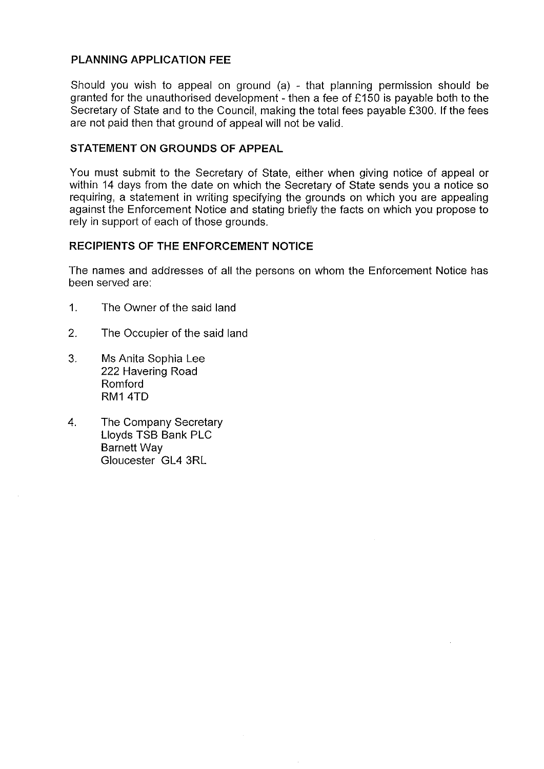## PLANNING APPLICATION FEE

Should you wish to appeal on ground (a) - that planning permission should be granted for the unauthorised development - then a fee of £150 is payable both to the Secretary of State and to the Council, making the total fees payable £300. If the fees are not paid then that ground of appeal will not be valid.

## STATEMENT ON GROUNDS OF APPEAL

You must submit to the Secretary of State, either when giving notice of appeal or within 14 days from the date on which the Secretary of State sends you a notice so requiring, a statement in writing specifying the grounds on which you are appealing against the Enforcement Notice and stating briefly the facts on which you propose to rely in support of each of those grounds.

## RECIPIENTS OF THE ENFORCEMENT NOTICE

The names and addresses of all the persons on whom the Enforcement Notice has been served are:

1. The Owner of the said land

2. The Occupier of the said land

3. Ms Anita Sophia Lee
   222 Havering Road
   Romford
   RM1 4TD

4. The Company Secretary
   Lloyds TSB Bank PLC
   Barnett Way
   Gloucester GL4 3RL